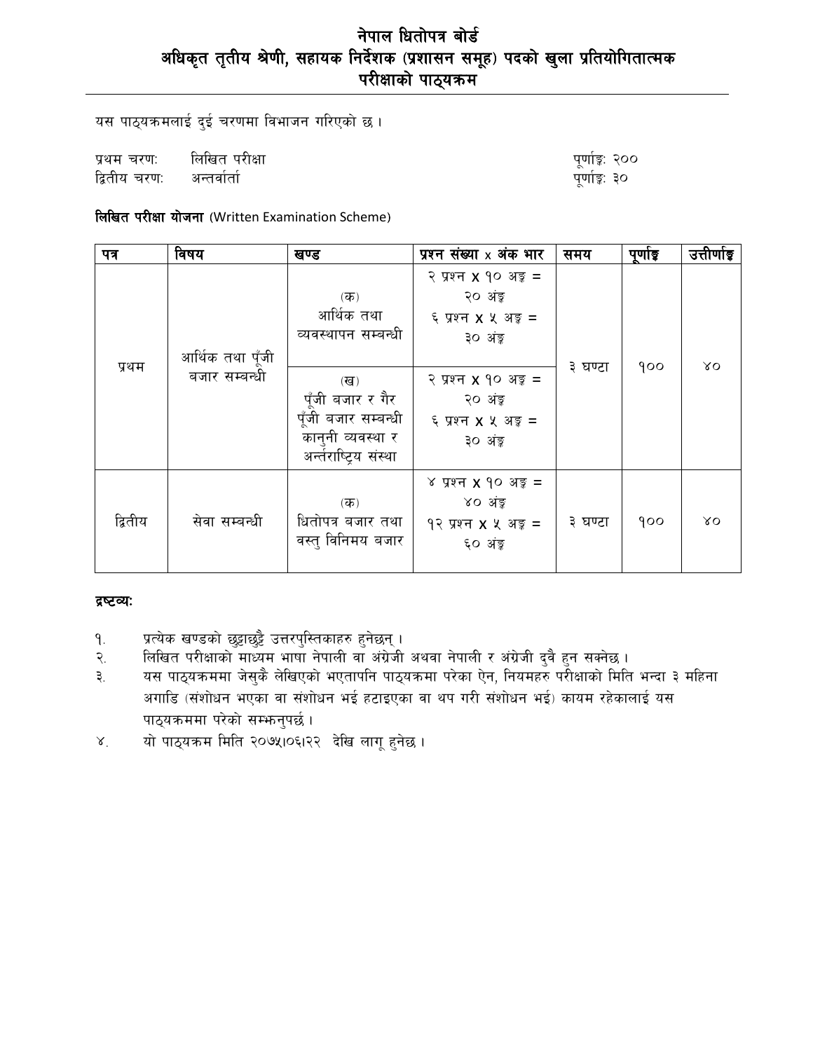# नेपाल धितोपत्र बोर्ड
## अधिकृत तृतीय श्रेणी, सहायक निर्देशक (प्रशासन समूह) पदको खुला प्रतियोगितात्मक परीक्षाको पाठ्यक्रम

यस पाठ्यक्रमलाई दुई चरणमा विभाजन गरिएको छ ।

| | | |
|---|---|---|
| प्रथम चरण: | लिखित परीक्षा | पूर्णाङ्क: २०० |
| द्वितीय चरण: | अन्तर्वार्ता | पूर्णाङ्क: ३० |

**लिखित परीक्षा योजना** (Written Examination Scheme)

| पत्र | विषय | खण्ड | प्रश्न संख्या x अंक भार | समय | पूर्णाङ्क | उत्तीर्णाङ्क |
|---|---|---|---|---|---|---|
| प्रथम | आर्थिक तथा पूँजी बजार सम्बन्धी | (क) आर्थिक तथा व्यवस्थापन सम्बन्धी | २ प्रश्न x १० अङ्क = २० अंङ्क<br>६ प्रश्न x ५ अङ्क = ३० अंङ्क | ३ घण्टा | १०० | ४० |
| | | (ख) पूँजी बजार र गैर पूँजी बजार सम्बन्धी कानुनी व्यवस्था र अन्तर्राष्ट्रिय संस्था | २ प्रश्न x १० अङ्क = २० अंङ्क<br>६ प्रश्न x ५ अङ्क = ३० अंङ्क | | | |
| द्वितीय | सेवा सम्बन्धी | (क) धितोपत्र बजार तथा वस्तु विनिमय बजार | ४ प्रश्न x १० अङ्क = ४० अंङ्क<br>१२ प्रश्न x ५ अङ्क = ६० अंङ्क | ३ घण्टा | १०० | ४० |

**द्रष्टव्य:**

१. प्रत्येक खण्डको छुट्टाछुट्टै उत्तरपुस्तिकाहरु हुनेछन् ।
२. लिखित परीक्षाको माध्यम भाषा नेपाली वा अंग्रेजी अथवा नेपाली र अंग्रेजी दुवै हुन सक्नेछ ।
३. यस पाठ्यक्रममा जेसुकै लेखिएको भएतापनि पाठ्यक्रमा परेका ऐन, नियमहरु परीक्षाको मिति भन्दा ३ महिना अगाडि (संशोधन भएका वा संशोधन भई हटाइएका वा थप गरी संशोधन भई) कायम रहेकालाई यस पाठ्यक्रममा परेको सम्झनुपर्छ ।
४. यो पाठ्यक्रम मिति २०७५।०६।२२ देखि लागू हुनेछ ।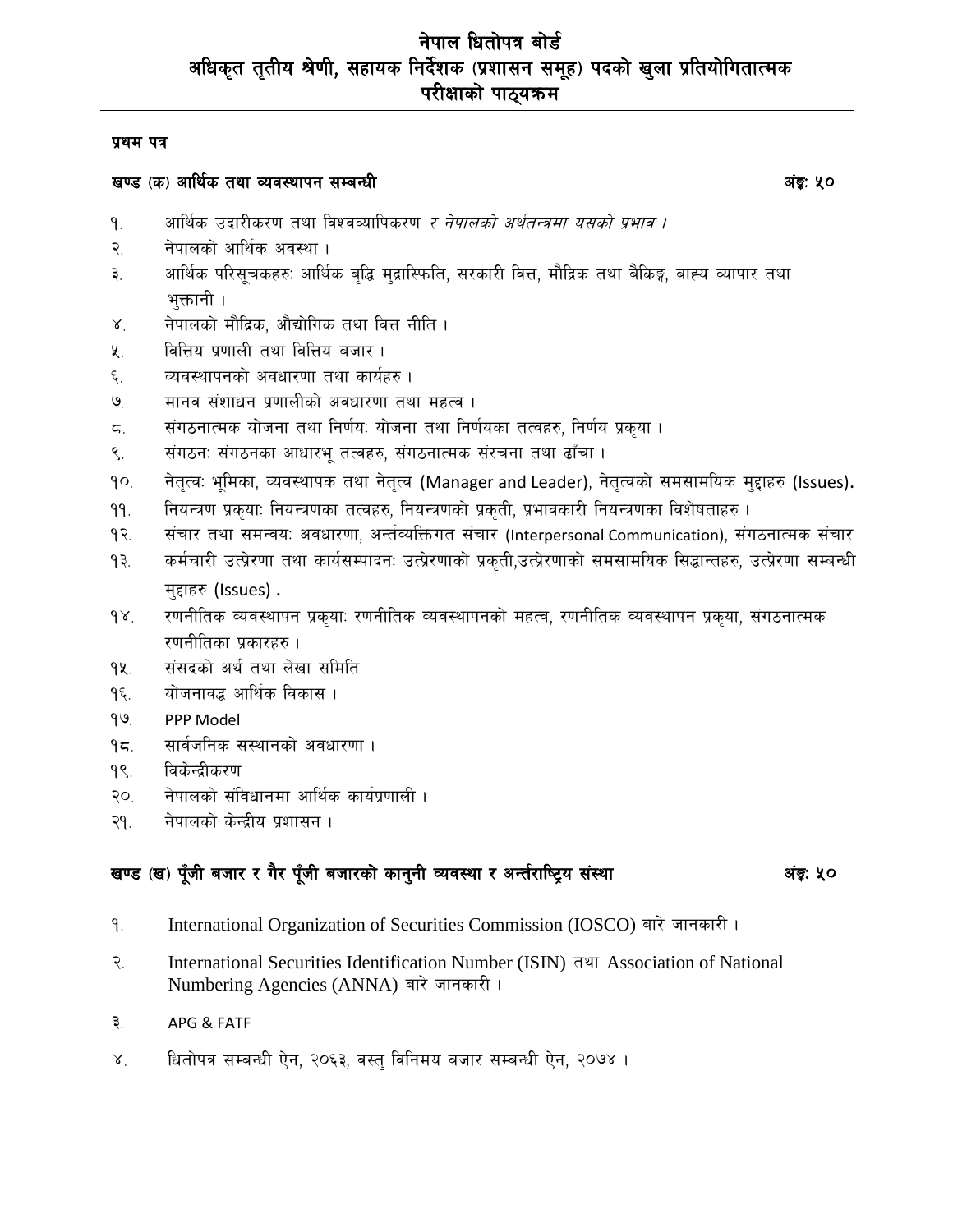# नेपाल धितोपत्र बोर्ड

## अधिकृत तृतीय श्रेणी, सहायक निर्देशक (प्रशासन समूह) पदको खुला प्रतियोगितात्मक परीक्षाको पाठ्यक्रम

**प्रथम पत्र**

### खण्ड (क) आर्थिक तथा व्यवस्थापन सम्बन्धी — अंङ्कः ५०

१. आर्थिक उदारीकरण तथा विश्वव्यापिकरण *र नेपालको अर्थतन्त्रमा यसको प्रभाव।*

२. नेपालको आर्थिक अवस्था ।

३. आर्थिक परिसूचकहरुः आर्थिक बृद्धि मुद्रास्फिति, सरकारी वित्त, मौद्रिक तथा बैकिङ्ग, बाह्य व्यापार तथा भुक्तानी ।

४. नेपालको मौद्रिक, औद्योगिक तथा वित्त नीति ।

५. वित्तिय प्रणाली तथा वित्तिय बजार ।

६. व्यवस्थापनको अवधारणा तथा कार्यहरु ।

७. मानव संशाधन प्रणालीको अवधारणा तथा महत्व ।

८. संगठनात्मक योजना तथा निर्णयः योजना तथा निर्णयका तत्वहरु, निर्णय प्रकृया ।

९. संगठनः संगठनका आधारभू तत्वहरु, संगठनात्मक संरचना तथा ढाँचा ।

१०. नेतृत्वः भूमिका, व्यवस्थापक तथा नेतृत्व (Manager and Leader), नेतृत्वको समसामयिक मुद्दाहरु (Issues).

११. नियन्त्रण प्रकृयाः नियन्त्रणका तत्वहरु, नियन्त्रणको प्रकृती, प्रभावकारी नियन्त्रणका विशेषताहरु ।

१२. संचार तथा समन्वयः अवधारणा, अर्न्तव्यक्तिगत संचार (Interpersonal Communication), संगठनात्मक संचार

१३. कर्मचारी उत्प्रेरणा तथा कार्यसम्पादनः उत्प्रेरणाको प्रकृती,उत्प्रेरणाको समसामयिक सिद्धान्तहरु, उत्प्रेरणा सम्बन्धी मुद्दाहरु (Issues) .

१४. रणनीतिक व्यवस्थापन प्रकृयाः रणनीतिक व्यवस्थापनको महत्व, रणनीतिक व्यवस्थापन प्रकृया, संगठनात्मक रणनीतिका प्रकारहरु ।

१५. संसदको अर्थ तथा लेखा समिति

१६. योजनावद्ध आर्थिक विकास ।

१७. PPP Model

१८. सार्वजनिक संस्थानको अवधारणा ।

१९. विकेन्द्रीकरण

२०. नेपालको संविधानमा आर्थिक कार्यप्रणाली ।

२१. नेपालको केन्द्रीय प्रशासन ।

### खण्ड (ख) पूँजी बजार र गैर पूँजी बजारको कानुनी व्यवस्था र अन्तर्राष्ट्रिय संस्था — अंङ्कः ५०

१. International Organization of Securities Commission (IOSCO) बारे जानकारी ।

२. International Securities Identification Number (ISIN) तथा Association of National Numbering Agencies (ANNA) बारे जानकारी ।

३. APG & FATF

४. धितोपत्र सम्बन्धी ऐन, २०६३, वस्तु विनिमय बजार सम्बन्धी ऐन, २०७४ ।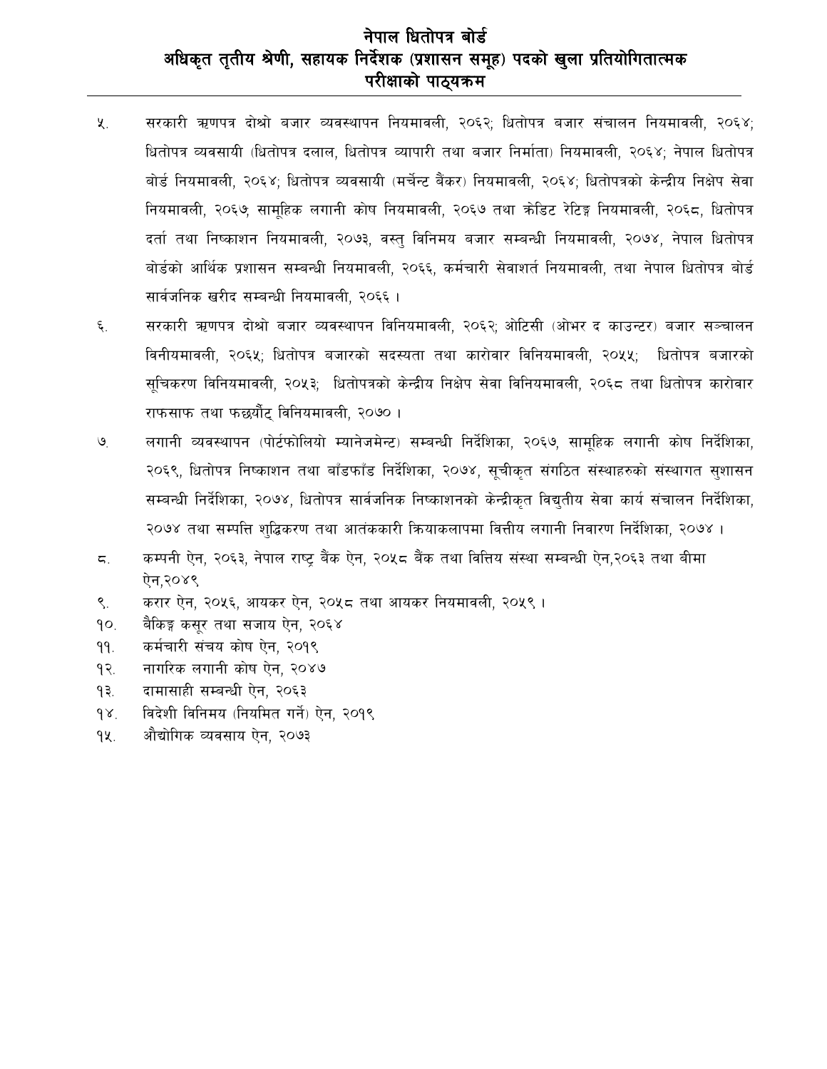# नेपाल धितोपत्र बोर्ड

## अधिकृत तृतीय श्रेणी, सहायक निर्देशक (प्रशासन समूह) पदको खुला प्रतियोगितात्मक परीक्षाको पाठ्यक्रम

५. सरकारी ऋणपत्र दोश्रो बजार व्यवस्थापन नियमावली, २०६२; धितोपत्र बजार संचालन नियमावली, २०६४; धितोपत्र व्यवसायी (धितोपत्र दलाल, धितोपत्र व्यापारी तथा बजार निर्माता) नियमावली, २०६४; नेपाल धितोपत्र बोर्ड नियमावली, २०६४; धितोपत्र व्यवसायी (मर्चेन्ट बैंकर) नियमावली, २०६४; धितोपत्रको केन्द्रीय निक्षेप सेवा नियमावली, २०६७; सामूहिक लगानी कोष नियमावली, २०६७ तथा क्रेडिट रेटिङ्ग नियमावली, २०६८, धितोपत्र दर्ता तथा निष्काशन नियमावली, २०७३, वस्तु विनिमय बजार सम्बन्धी नियमावली, २०७४, नेपाल धितोपत्र बोर्डको आर्थिक प्रशासन सम्बन्धी नियमावली, २०६६, कर्मचारी सेवाशर्त नियमावली, तथा नेपाल धितोपत्र बोर्ड सार्वजनिक खरीद सम्बन्धी नियमावली, २०६६ ।

६. सरकारी ऋणपत्र दोश्रो बजार व्यवस्थापन विनियमावली, २०६२; ओटिसी (ओभर द काउन्टर) बजार सञ्चालन विनीयमावली, २०६५; धितोपत्र बजारको सदस्यता तथा कारोवार विनियमावली, २०५५; धितोपत्र बजारको सूचिकरण विनियमावली, २०५३; धितोपत्रको केन्द्रीय निक्षेप सेवा विनियमावली, २०६८ तथा धितोपत्र कारोवार राफसाफ तथा फछ्र्यौट् विनियमावली, २०७० ।

७. लगानी व्यवस्थापन (पोर्टफोलियो म्यानेजमेन्ट) सम्बन्धी निर्देशिका, २०६७, सामूहिक लगानी कोष निर्देशिका, २०६९, धितोपत्र निष्काशन तथा बाँडफाँड निर्देशिका, २०७४, सूचीकृत संगठित संस्थाहरुको संस्थागत सुशासन सम्बन्धी निर्देशिका, २०७४, धितोपत्र सार्वजनिक निष्काशनको केन्द्रीकृत विद्युतीय सेवा कार्य संचालन निर्देशिका, २०७४ तथा सम्पत्ति शुद्धिकरण तथा आतंककारी क्रियाकलापमा वित्तीय लगानी निवारण निर्देशिका, २०७४ ।

८. कम्पनी ऐन, २०६३, नेपाल राष्ट्र बैंक ऐन, २०५८ बैंक तथा वित्तिय संस्था सम्बन्धी ऐन,२०६३ तथा बीमा ऐन,२०४९

९. करार ऐन, २०५६, आयकर ऐन, २०५८ तथा आयकर नियमावली, २०५९ ।

१०. बैकिङ्ग कसूर तथा सजाय ऐन, २०६४

११. कर्मचारी संचय कोष ऐन, २०१९

१२. नागरिक लगानी कोष ऐन, २०४७

१३. दामासाही सम्बन्धी ऐन, २०६३

१४. विदेशी विनिमय (नियमित गर्ने) ऐन, २०१९

१५. औद्योगिक व्यवसाय ऐन, २०७३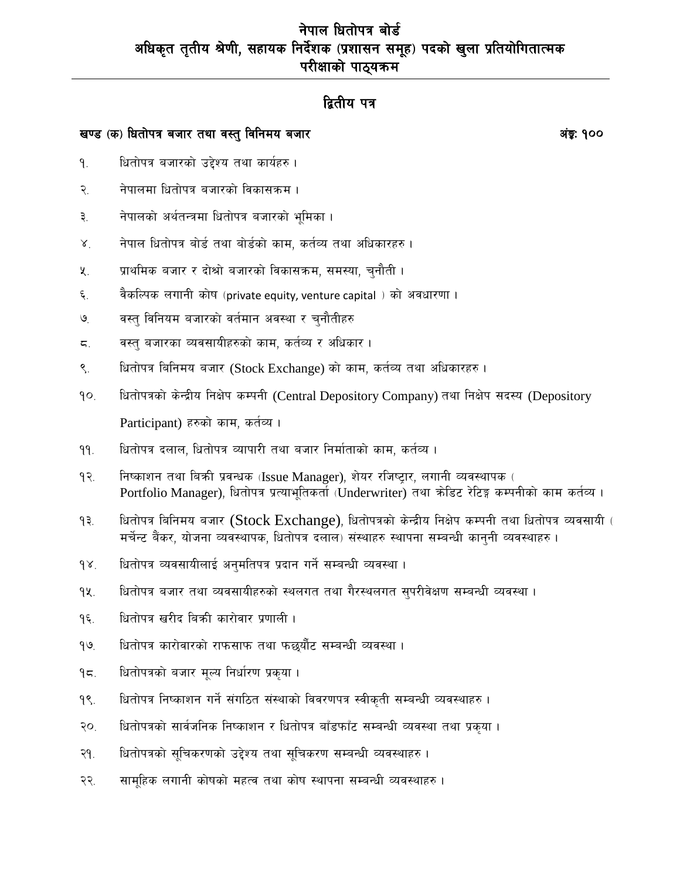# नेपाल धितोपत्र बोर्ड
## अधिकृत तृतीय श्रेणी, सहायक निर्देशक (प्रशासन समूह) पदको खुला प्रतियोगितात्मक परीक्षाको पाठ्यक्रम

## द्वितीय पत्र

### खण्ड (क) धितोपत्र बजार तथा वस्तु विनिमय बजार — अंङ्क: १००

१. धितोपत्र बजारको उद्देश्य तथा कार्यहरु ।

२. नेपालमा धितोपत्र बजारको विकासक्रम ।

३. नेपालको अर्थतन्त्रमा धितोपत्र बजारको भूमिका ।

४. नेपाल धितोपत्र बोर्ड तथा बोर्डको काम, कर्तव्य तथा अधिकारहरु ।

५. प्राथमिक बजार र दोश्रो बजारको विकासक्रम, समस्या, चुनौती ।

६. वैकल्पिक लगानी कोष (private equity, venture capital ) को अवधारणा ।

७. वस्तु विनियम बजारको वर्तमान अवस्था र चुनौतीहरु

८. वस्तु बजारका व्यवसायीहरुको काम, कर्तव्य र अधिकार ।

९. धितोपत्र बिनिमय बजार (Stock Exchange) को काम, कर्तव्य तथा अधिकारहरु ।

१०. धितोपत्रको केन्द्रीय निक्षेप कम्पनी (Central Depository Company) तथा निक्षेप सदस्य (Depository Participant) हरुको काम, कर्तव्य ।

११. धितोपत्र दलाल, धितोपत्र व्यापारी तथा बजार निर्माताको काम, कर्तव्य ।

१२. निष्काशन तथा बिक्री प्रवन्धक (Issue Manager), शेयर रजिष्ट्रार, लगानी व्यवस्थापक ( Portfolio Manager), धितोपत्र प्रत्याभूतिकर्ता (Underwriter) तथा क्रेडिट रेटिङ्ग कम्पनीको काम कर्तव्य ।

१३. धितोपत्र बिनिमय बजार (Stock Exchange), धितोपत्रको केन्द्रीय निक्षेप कम्पनी तथा धितोपत्र व्यवसायी ( मर्चेन्ट बैंकर, योजना व्यवस्थापक, धितोपत्र दलाल) संस्थाहरु स्थापना सम्बन्धी कानुनी व्यवस्थाहरु ।

१४. धितोपत्र व्यवसायीलाई अनुमतिपत्र प्रदान गर्ने सम्बन्धी व्यवस्था ।

१५. धितोपत्र बजार तथा व्यवसायीहरुको स्थलगत तथा गैरस्थलगत सुपरीवेक्षण सम्बन्धी व्यवस्था ।

१६. धितोपत्र खरीद बिक्री कारोवार प्रणाली ।

१७. धितोपत्र कारोवारको राफसाफ तथा फछ्र्यौट सम्बन्धी व्यवस्था ।

१८. धितोपत्रको बजार मूल्य निर्धारण प्रकृया ।

१९. धितोपत्र निष्काशन गर्ने संगठित संस्थाको विवरणपत्र स्वीकृती सम्बन्धी व्यवस्थाहरु ।

२०. धितोपत्रको सार्वजनिक निष्काशन र धितोपत्र बाँडफाँट सम्बन्धी व्यवस्था तथा प्रकृया ।

२१. धितोपत्रको सूचिकरणको उद्देश्य तथा सूचिकरण सम्बन्धी व्यवस्थाहरु ।

२२. सामूहिक लगानी कोषको महत्व तथा कोष स्थापना सम्बन्धी व्यवस्थाहरु ।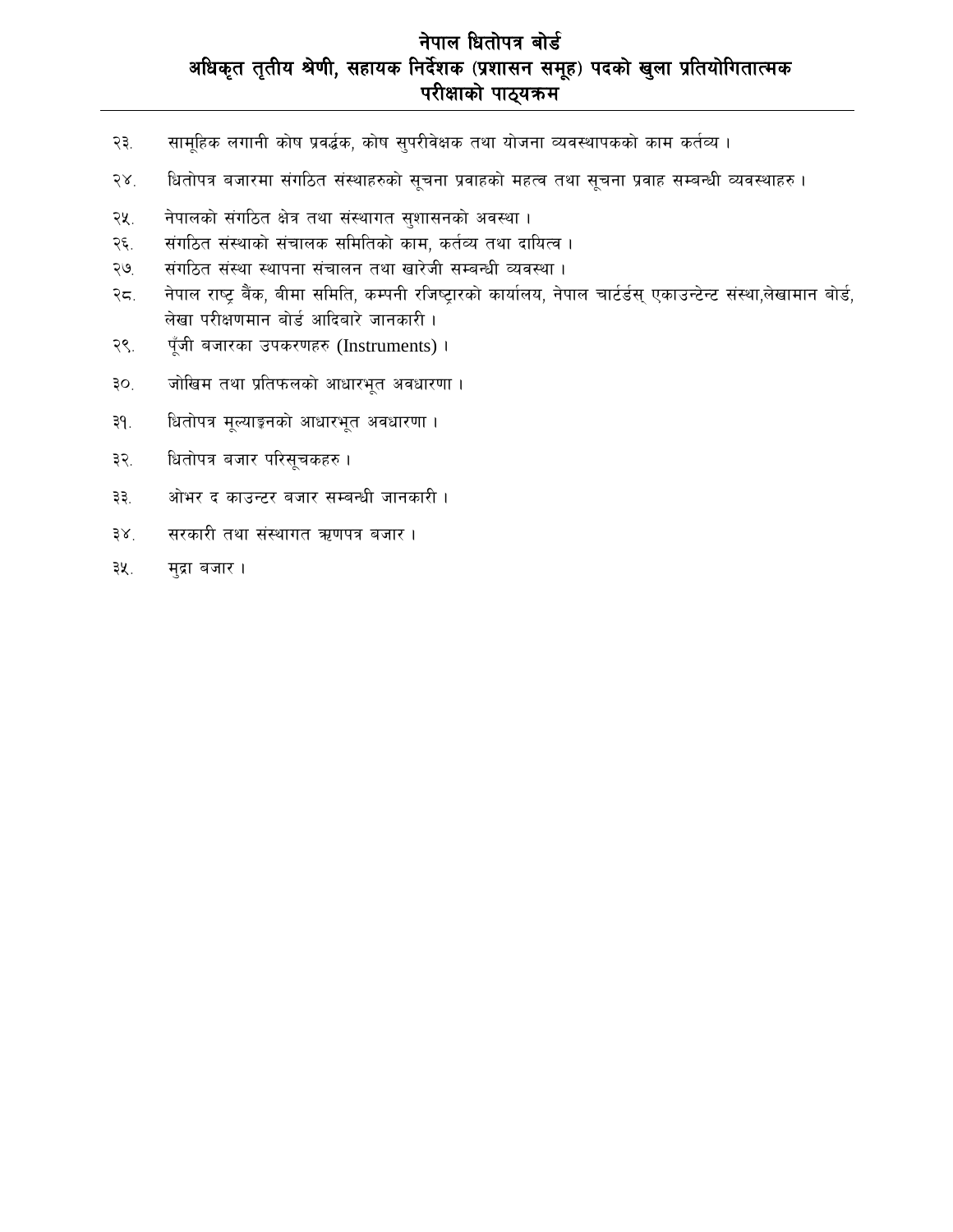२३. सामूहिक लगानी कोष प्रवर्द्धक, कोष सुपरीवेक्षक तथा योजना व्यवस्थापकको काम कर्तव्य ।

२४. धितोपत्र बजारमा संगठित संस्थाहरुको सूचना प्रवाहको महत्व तथा सूचना प्रवाह सम्बन्धी व्यवस्थाहरु ।

२५. नेपालको संगठित क्षेत्र तथा संस्थागत सुशासनको अवस्था ।

२६. संगठित संस्थाको संचालक समितिको काम, कर्तव्य तथा दायित्व ।

२७. संगठित संस्था स्थापना संचालन तथा खारेजी सम्बन्धी व्यवस्था ।

२८. नेपाल राष्ट्र बैंक, बीमा समिति, कम्पनी रजिष्ट्रारको कार्यालय, नेपाल चार्टर्डस् एकाउन्टेन्ट संस्था,लेखामान बोर्ड, लेखा परीक्षणमान बोर्ड आदिबारे जानकारी ।

२९. पूँजी बजारका उपकरणहरु (Instruments) ।

३०. जोखिम तथा प्रतिफलको आधारभूत अवधारणा ।

३१. धितोपत्र मूल्याङ्कनको आधारभूत अवधारणा ।

३२. धितोपत्र बजार परिसूचकहरु ।

३३. ओभर द काउन्टर बजार सम्बन्धी जानकारी ।

३४. सरकारी तथा संस्थागत ऋणपत्र बजार ।

३५. मुद्रा बजार ।